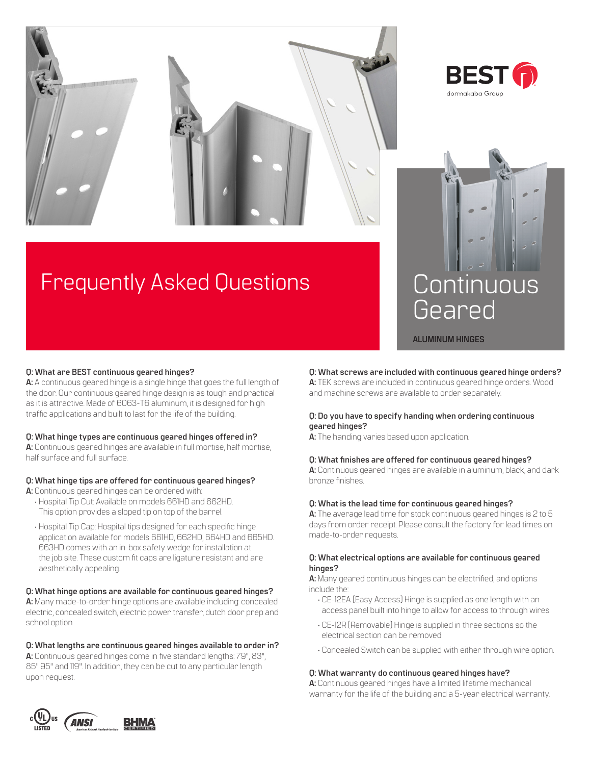BEST dormakaba Group

# Frequently Asked Questions

# Continuous Geared

**ALUMINUM HINGES**

**Q: What are BEST continuous geared hinges?**
**A:** A continuous geared hinge is a single hinge that goes the full length of the door. Our continuous geared hinge design is as tough and practical as it is attractive. Made of 6063-T6 aluminum, it is designed for high traffic applications and built to last for the life of the building.

**Q: What hinge types are continuous geared hinges offered in?**
**A:** Continuous geared hinges are available in full mortise, half mortise, half surface and full surface.

**Q: What hinge tips are offered for continuous geared hinges?**
**A:** Continuous geared hinges can be ordered with:

- Hospital Tip Cut: Available on models 661HD and 662HD. This option provides a sloped tip on top of the barrel.
- Hospital Tip Cap: Hospital tips designed for each specific hinge application available for models 661HD, 662HD, 664HD and 665HD. 663HD comes with an in-box safety wedge for installation at the job site. These custom fit caps are ligature resistant and are aesthetically appealing.

**Q: What hinge options are available for continuous geared hinges?**
**A:** Many made-to-order hinge options are available including: concealed electric, concealed switch, electric power transfer, dutch door prep and school option.

**Q: What lengths are continuous geared hinges available to order in?**
**A:** Continuous geared hinges come in five standard lengths: 79", 83", 85" 95" and 119". In addition, they can be cut to any particular length upon request.

**Q: What screws are included with continuous geared hinge orders?**
**A:** TEK screws are included in continuous geared hinge orders. Wood and machine screws are available to order separately.

**Q: Do you have to specify handing when ordering continuous geared hinges?**
**A:** The handing varies based upon application.

**Q: What finishes are offered for continuous geared hinges?**
**A:** Continuous geared hinges are available in aluminum, black, and dark bronze finishes.

**Q: What is the lead time for continuous geared hinges?**
**A:** The average lead time for stock continuous geared hinges is 2 to 5 days from order receipt. Please consult the factory for lead times on made-to-order requests.

**Q: What electrical options are available for continuous geared hinges?**
**A:** Many geared continuous hinges can be electrified, and options include the:

- CE-12EA (Easy Access) Hinge is supplied as one length with an access panel built into hinge to allow for access to through wires.
- CE-12R (Removable) Hinge is supplied in three sections so the electrical section can be removed.
- Concealed Switch can be supplied with either through wire option.

**Q: What warranty do continuous geared hinges have?**
**A:** Continuous geared hinges have a limited lifetime mechanical warranty for the life of the building and a 5-year electrical warranty.

cULus LISTED ANSI BHMA CERTIFIED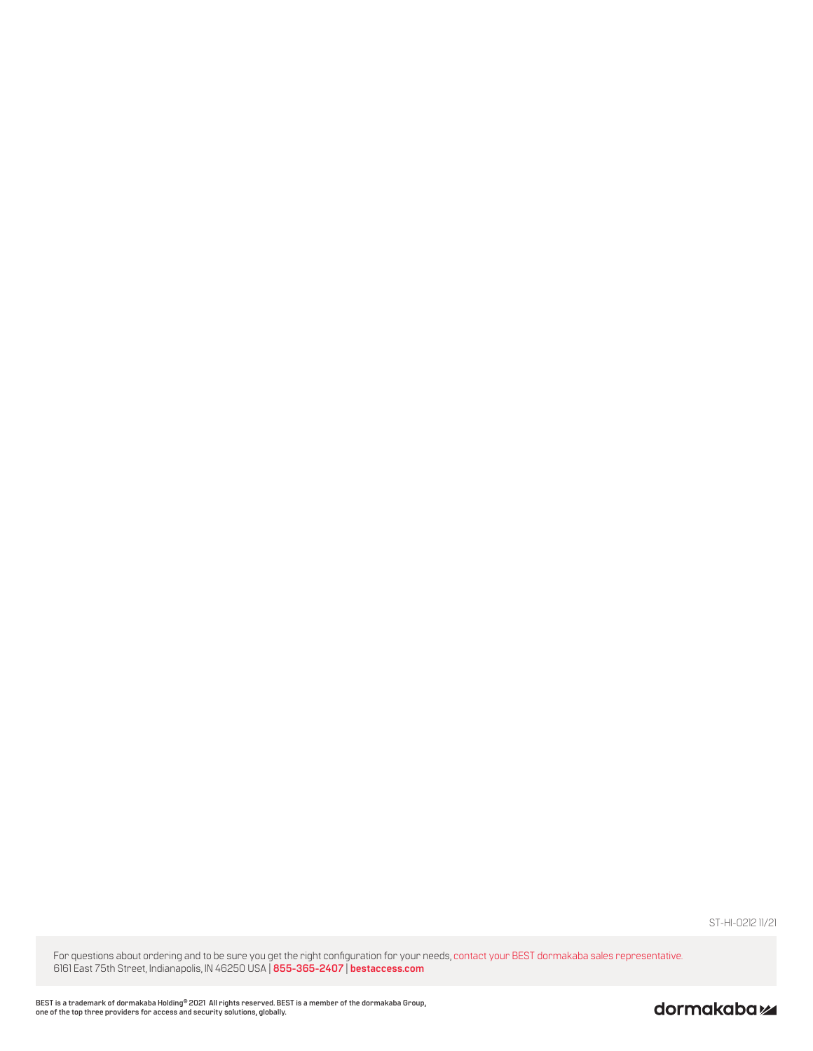ST-HI-0212 11/21

For questions about ordering and to be sure you get the right configuration for your needs, contact your BEST dormakaba sales representative.
6161 East 75th Street, Indianapolis, IN 46250 USA | **855-365-2407** | **bestaccess.com**

**BEST is a trademark of dormakaba Holding© 2021 All rights reserved. BEST is a member of the dormakaba Group, one of the top three providers for access and security solutions, globally.**

dormakaba